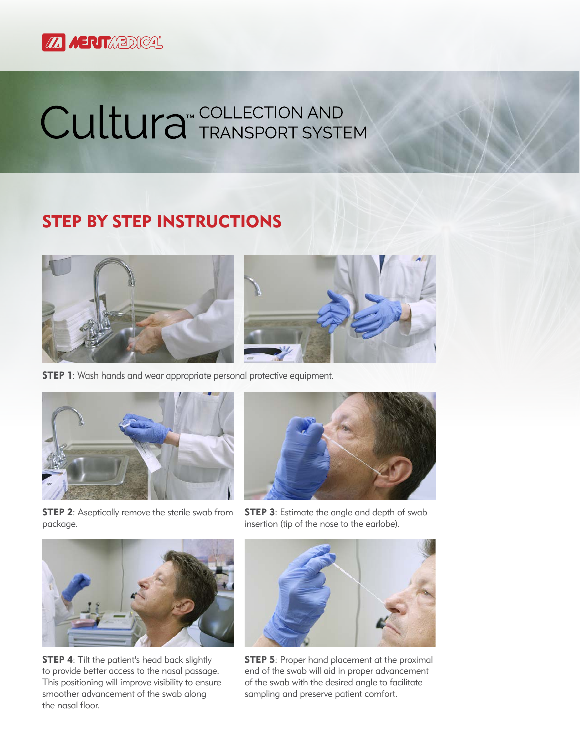# Cultura™ COLLECTION AND TRANSPORT SYSTEM

## STEP BY STEP INSTRUCTIONS

**STEP 1**: Wash hands and wear appropriate personal protective equipment.

**STEP 2**: Aseptically remove the sterile swab from package.

**STEP 3**: Estimate the angle and depth of swab insertion (tip of the nose to the earlobe).

**STEP 4**: Tilt the patient's head back slightly to provide better access to the nasal passage. This positioning will improve visibility to ensure smoother advancement of the swab along the nasal floor.

**STEP 5**: Proper hand placement at the proximal end of the swab will aid in proper advancement of the swab with the desired angle to facilitate sampling and preserve patient comfort.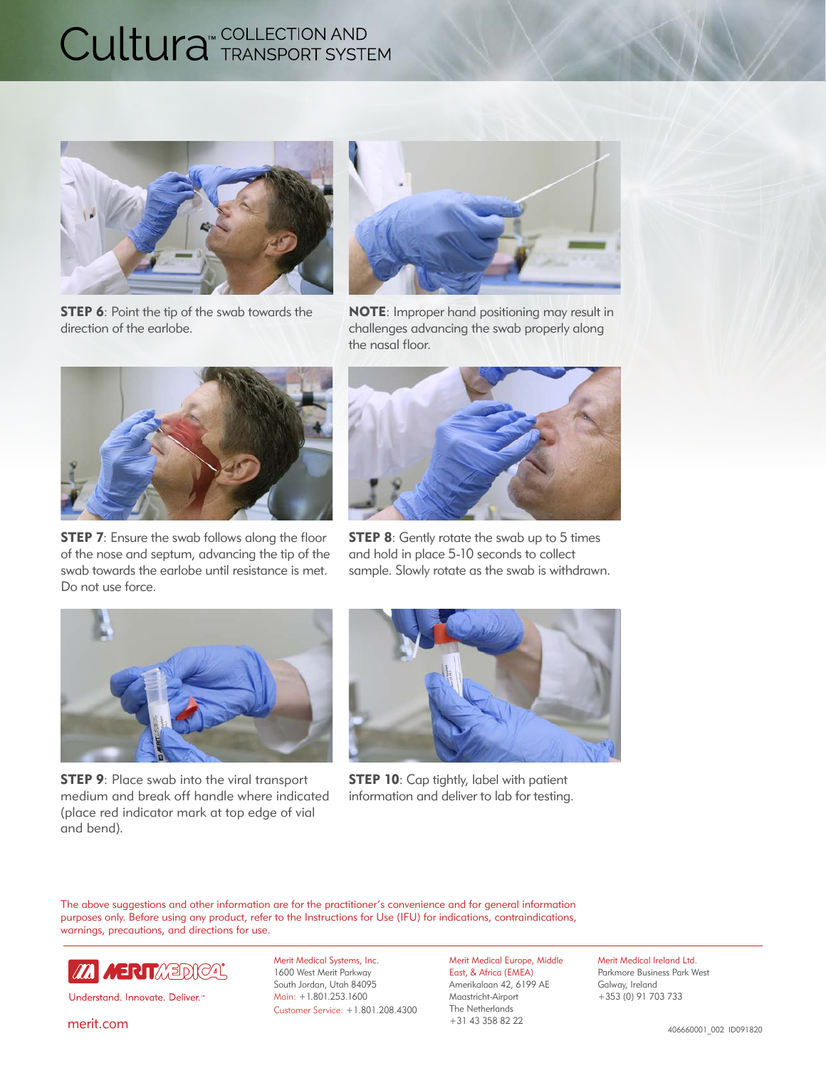# Cultura™ COLLECTION AND TRANSPORT SYSTEM

**STEP 6**: Point the tip of the swab towards the direction of the earlobe.

**NOTE**: Improper hand positioning may result in challenges advancing the swab properly along the nasal floor.

**STEP 7**: Ensure the swab follows along the floor of the nose and septum, advancing the tip of the swab towards the earlobe until resistance is met. Do not use force.

**STEP 8**: Gently rotate the swab up to 5 times and hold in place 5-10 seconds to collect sample. Slowly rotate as the swab is withdrawn.

**STEP 9**: Place swab into the viral transport medium and break off handle where indicated (place red indicator mark at top edge of vial and bend).

**STEP 10**: Cap tightly, label with patient information and deliver to lab for testing.

The above suggestions and other information are for the practitioner's convenience and for general information purposes only. Before using any product, refer to the Instructions for Use (IFU) for indications, contraindications, warnings, precautions, and directions for use.

MERIT MEDICAL

Understand. Innovate. Deliver.™

merit.com

Merit Medical Systems, Inc.
1600 West Merit Parkway
South Jordan, Utah 84095
Main: +1.801.253.1600
Customer Service: +1.801.208.4300

Merit Medical Europe, Middle East, & Africa (EMEA)
Amerikalaan 42, 6199 AE
Maastricht-Airport
The Netherlands
+31 43 358 82 22

Merit Medical Ireland Ltd.
Parkmore Business Park West
Galway, Ireland
+353 (0) 91 703 733

406660001_002 ID091820